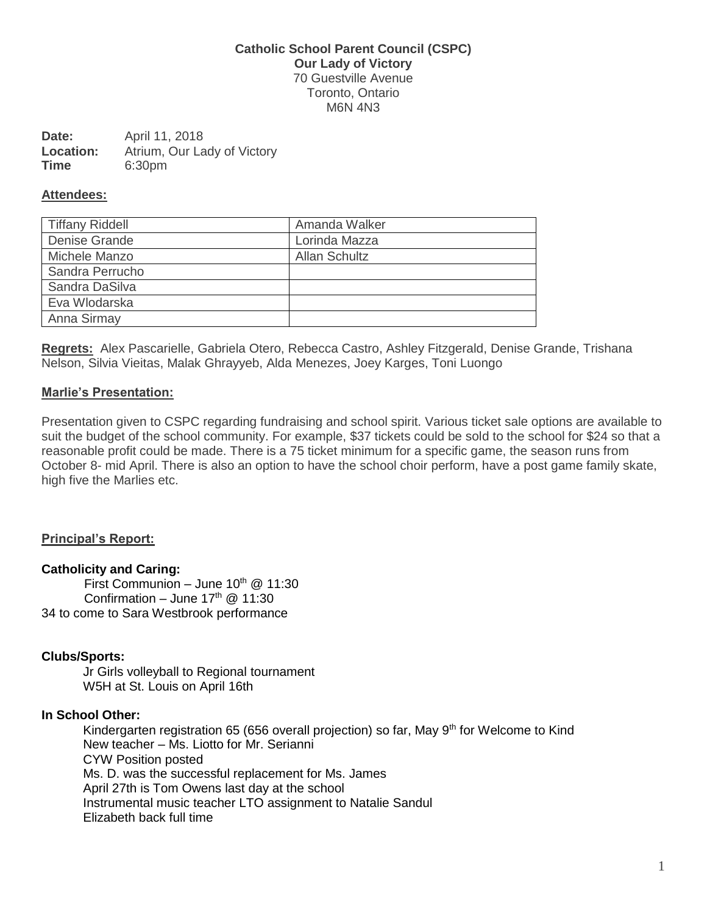**Catholic School Parent Council (CSPC)**
**Our Lady of Victory**
70 Guestville Avenue
Toronto, Ontario
M6N 4N3

**Date:** April 11, 2018
**Location:** Atrium, Our Lady of Victory
**Time** 6:30pm

## Attendees:

| | |
|---|---|
| Tiffany Riddell | Amanda Walker |
| Denise Grande | Lorinda Mazza |
| Michele Manzo | Allan Schultz |
| Sandra Perrucho | |
| Sandra DaSilva | |
| Eva Wlodarska | |
| Anna Sirmay | |

**Regrets:** Alex Pascarielle, Gabriela Otero, Rebecca Castro, Ashley Fitzgerald, Denise Grande, Trishana Nelson, Silvia Vieitas, Malak Ghrayyeb, Alda Menezes, Joey Karges, Toni Luongo

## Marlie's Presentation:

Presentation given to CSPC regarding fundraising and school spirit. Various ticket sale options are available to suit the budget of the school community. For example, $37 tickets could be sold to the school for $24 so that a reasonable profit could be made. There is a 75 ticket minimum for a specific game, the season runs from October 8- mid April. There is also an option to have the school choir perform, have a post game family skate, high five the Marlies etc.

## Principal's Report:

### Catholicity and Caring:

First Communion – June 10th @ 11:30
Confirmation – June 17th @ 11:30
34 to come to Sara Westbrook performance

### Clubs/Sports:

Jr Girls volleyball to Regional tournament
W5H at St. Louis on April 16th

### In School Other:

Kindergarten registration 65 (656 overall projection) so far, May 9th for Welcome to Kind
New teacher – Ms. Liotto for Mr. Serianni
CYW Position posted
Ms. D. was the successful replacement for Ms. James
April 27th is Tom Owens last day at the school
Instrumental music teacher LTO assignment to Natalie Sandul
Elizabeth back full time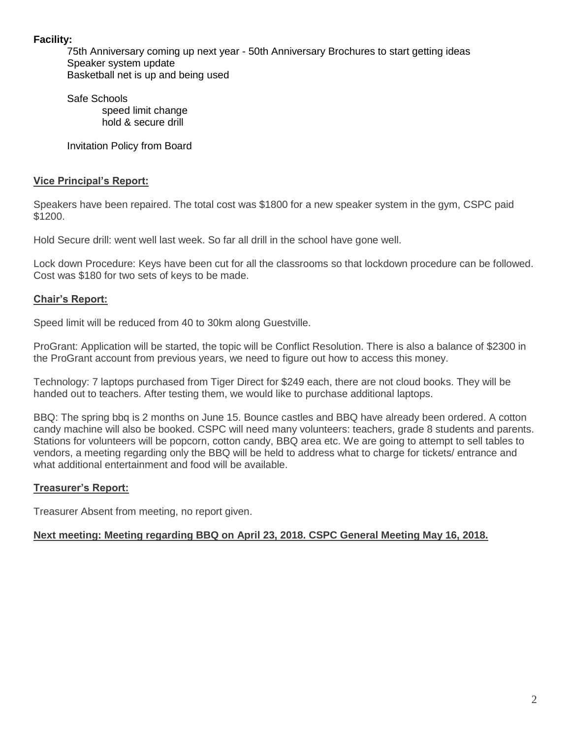**Facility:**

75th Anniversary coming up next year - 50th Anniversary Brochures to start getting ideas
Speaker system update
Basketball net is up and being used

Safe Schools
- speed limit change
- hold & secure drill

Invitation Policy from Board

## Vice Principal's Report:

Speakers have been repaired. The total cost was $1800 for a new speaker system in the gym, CSPC paid $1200.

Hold Secure drill: went well last week. So far all drill in the school have gone well.

Lock down Procedure: Keys have been cut for all the classrooms so that lockdown procedure can be followed. Cost was $180 for two sets of keys to be made.

## Chair's Report:

Speed limit will be reduced from 40 to 30km along Guestville.

ProGrant: Application will be started, the topic will be Conflict Resolution. There is also a balance of $2300 in the ProGrant account from previous years, we need to figure out how to access this money.

Technology: 7 laptops purchased from Tiger Direct for $249 each, there are not cloud books. They will be handed out to teachers. After testing them, we would like to purchase additional laptops.

BBQ: The spring bbq is 2 months on June 15. Bounce castles and BBQ have already been ordered. A cotton candy machine will also be booked. CSPC will need many volunteers: teachers, grade 8 students and parents. Stations for volunteers will be popcorn, cotton candy, BBQ area etc. We are going to attempt to sell tables to vendors, a meeting regarding only the BBQ will be held to address what to charge for tickets/ entrance and what additional entertainment and food will be available.

## Treasurer's Report:

Treasurer Absent from meeting, no report given.

**Next meeting: Meeting regarding BBQ on April 23, 2018. CSPC General Meeting May 16, 2018.**